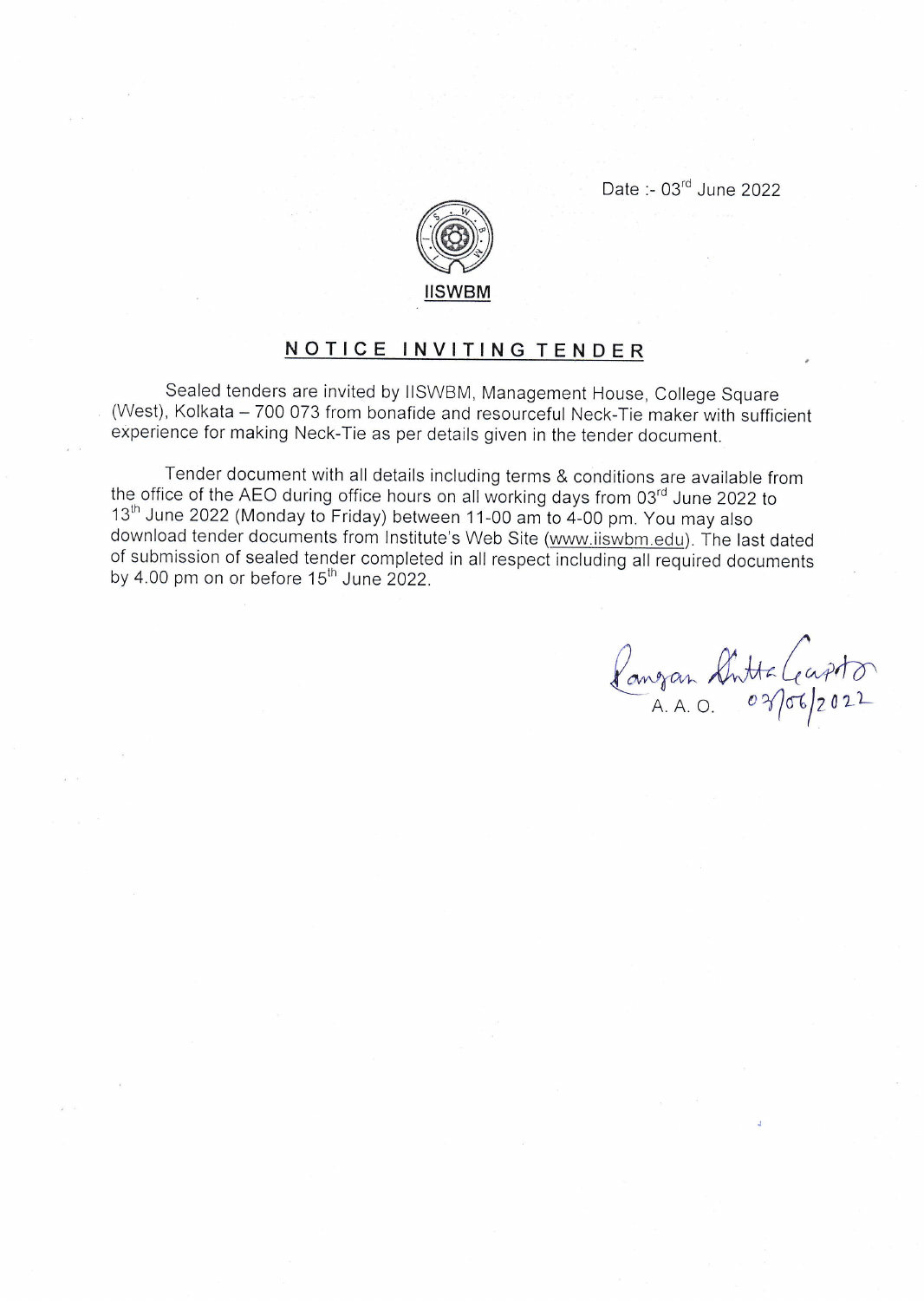Date :- 03rd June 2022

**IISWBM**

## NOTICE INVITING TENDER

Sealed tenders are invited by IISWBM, Management House, College Square (West), Kolkata – 700 073 from bonafide and resourceful Neck-Tie maker with sufficient experience for making Neck-Tie as per details given in the tender document.

Tender document with all details including terms & conditions are available from the office of the AEO during office hours on all working days from 03rd June 2022 to 13th June 2022 (Monday to Friday) between 11-00 am to 4-00 pm. You may also download tender documents from Institute's Web Site (www.iiswbm.edu). The last dated of submission of sealed tender completed in all respect including all required documents by 4.00 pm on or before 15th June 2022.

Ranjan Dutta Gupta
A. A. O. 03/06/2022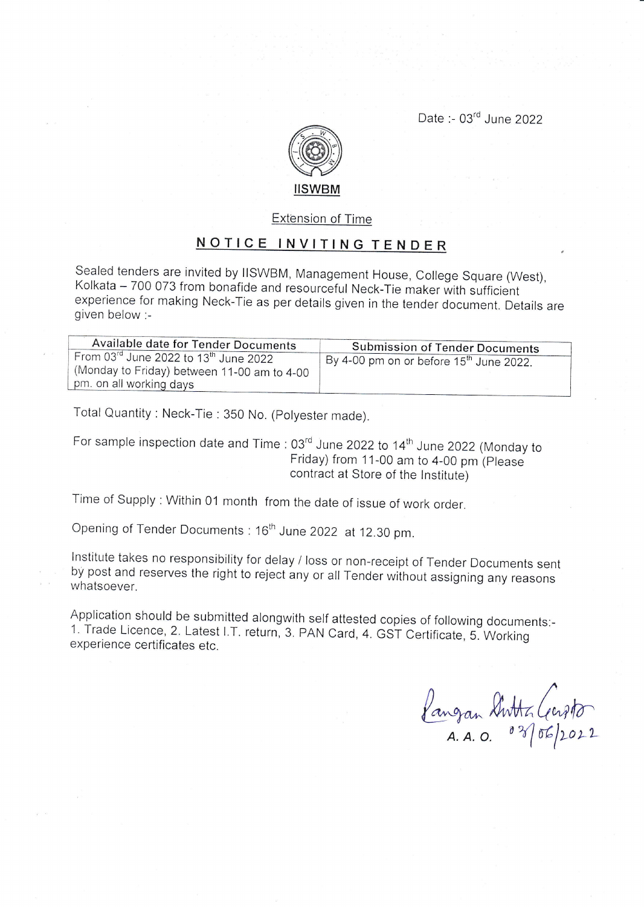Date :- 03rd June 2022

**IISWBM**

Extension of Time

# NOTICE INVITING TENDER

Sealed tenders are invited by IISWBM, Management House, College Square (West), Kolkata – 700 073 from bonafide and resourceful Neck-Tie maker with sufficient experience for making Neck-Tie as per details given in the tender document. Details are given below :-

| Available date for Tender Documents | Submission of Tender Documents |
| --- | --- |
| From 03rd June 2022 to 13th June 2022 (Monday to Friday) between 11-00 am to 4-00 pm. on all working days | By 4-00 pm on or before 15th June 2022. |

Total Quantity : Neck-Tie : 350 No. (Polyester made).

For sample inspection date and Time : 03rd June 2022 to 14th June 2022 (Monday to Friday) from 11-00 am to 4-00 pm (Please contract at Store of the Institute)

Time of Supply : Within 01 month from the date of issue of work order.

Opening of Tender Documents : 16th June 2022 at 12.30 pm.

Institute takes no responsibility for delay / loss or non-receipt of Tender Documents sent by post and reserves the right to reject any or all Tender without assigning any reasons whatsoever.

Application should be submitted alongwith self attested copies of following documents:- 1. Trade Licence, 2. Latest I.T. return, 3. PAN Card, 4. GST Certificate, 5. Working experience certificates etc.

Rangan Dutta Gupta
A. A. O. 03/06/2022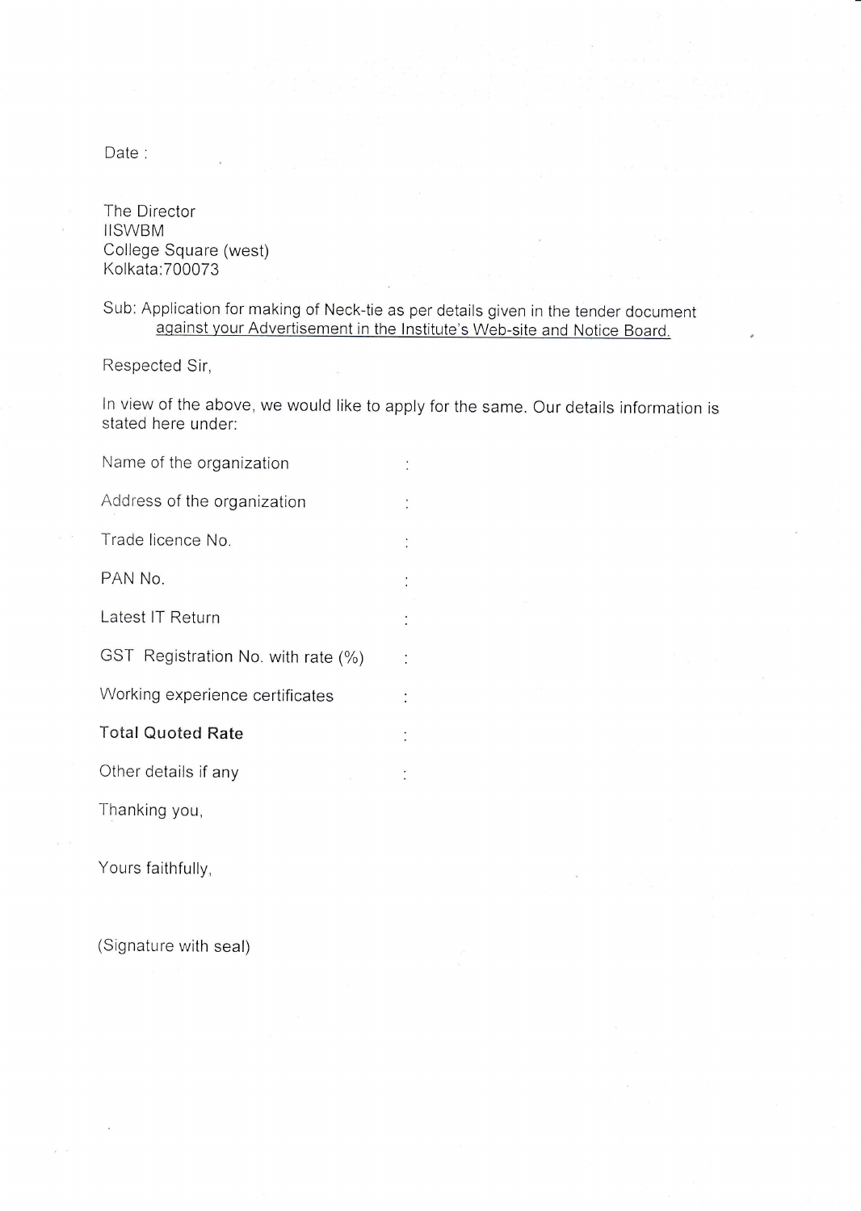Date :

The Director
IISWBM
College Square (west)
Kolkata:700073

Sub: Application for making of Neck-tie as per details given in the tender document
<u>against your Advertisement in the Institute's Web-site and Notice Board.</u>

Respected Sir,

In view of the above, we would like to apply for the same. Our details information is stated here under:

Name of the organization :

Address of the organization :

Trade licence No. :

PAN No. :

Latest IT Return :

GST Registration No. with rate (%) :

Working experience certificates :

**Total Quoted Rate** :

Other details if any :

Thanking you,

Yours faithfully,

(Signature with seal)